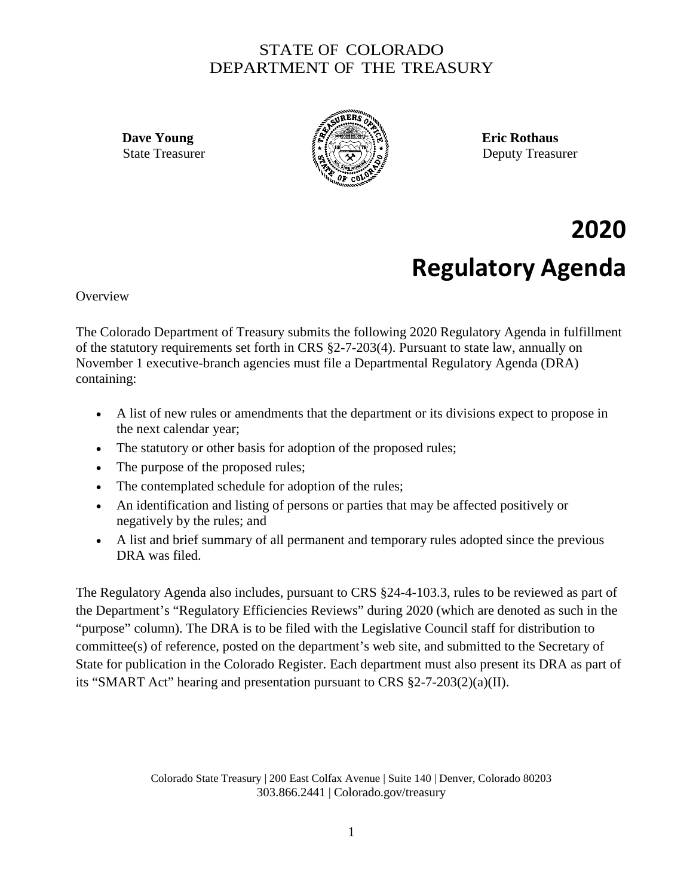STATE OF COLORADO
DEPARTMENT OF THE TREASURY

**Dave Young**
State Treasurer

**Eric Rothaus**
Deputy Treasurer

# 2020 Regulatory Agenda

Overview

The Colorado Department of Treasury submits the following 2020 Regulatory Agenda in fulfillment of the statutory requirements set forth in CRS §2-7-203(4). Pursuant to state law, annually on November 1 executive-branch agencies must file a Departmental Regulatory Agenda (DRA) containing:

- A list of new rules or amendments that the department or its divisions expect to propose in the next calendar year;
- The statutory or other basis for adoption of the proposed rules;
- The purpose of the proposed rules;
- The contemplated schedule for adoption of the rules;
- An identification and listing of persons or parties that may be affected positively or negatively by the rules; and
- A list and brief summary of all permanent and temporary rules adopted since the previous DRA was filed.

The Regulatory Agenda also includes, pursuant to CRS §24-4-103.3, rules to be reviewed as part of the Department's "Regulatory Efficiencies Reviews" during 2020 (which are denoted as such in the "purpose" column). The DRA is to be filed with the Legislative Council staff for distribution to committee(s) of reference, posted on the department's web site, and submitted to the Secretary of State for publication in the Colorado Register. Each department must also present its DRA as part of its "SMART Act" hearing and presentation pursuant to CRS §2-7-203(2)(a)(II).

Colorado State Treasury | 200 East Colfax Avenue | Suite 140 | Denver, Colorado 80203
303.866.2441 | Colorado.gov/treasury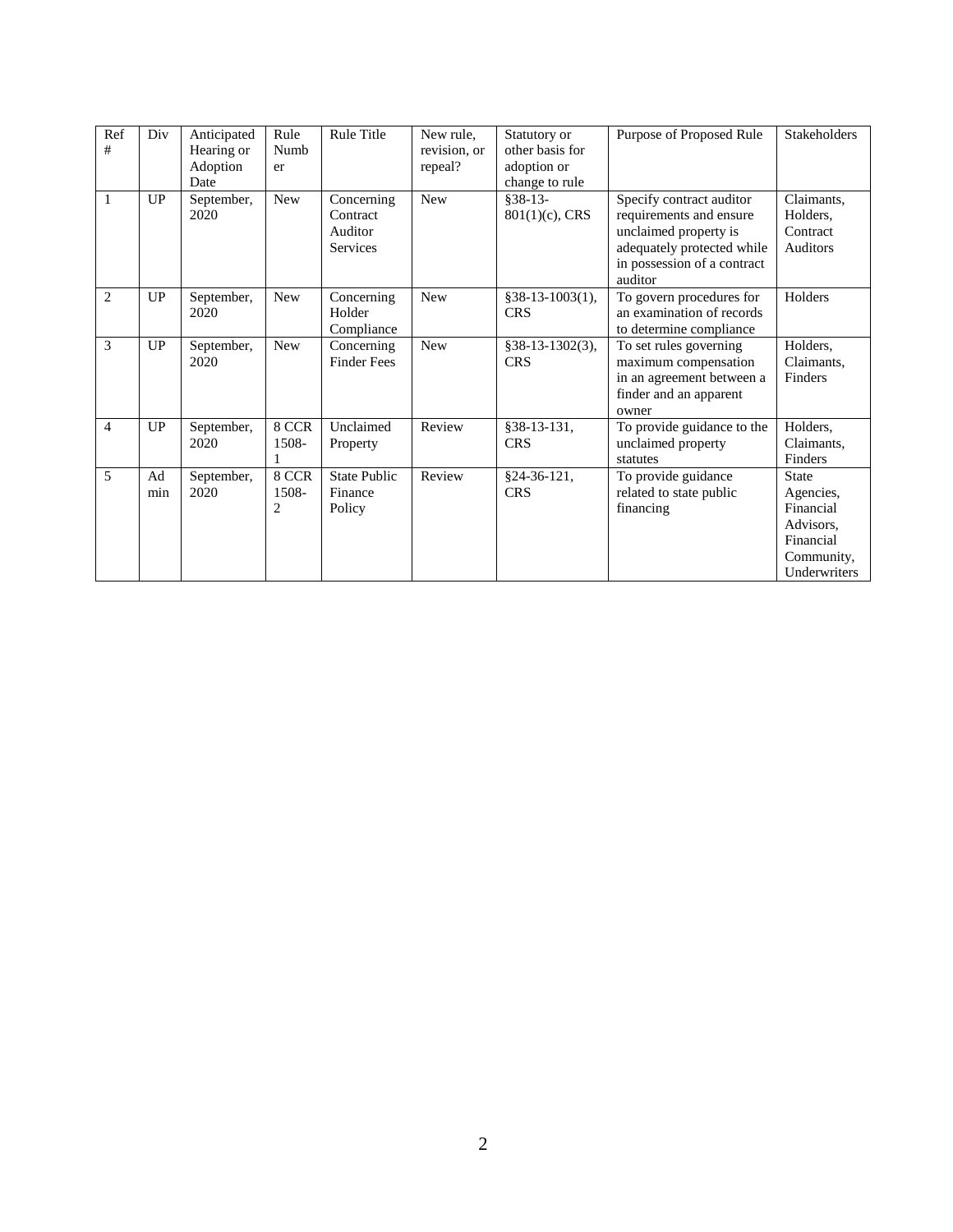| Ref # | Div | Anticipated Hearing or Adoption Date | Rule Number | Rule Title | New rule, revision, or repeal? | Statutory or other basis for adoption or change to rule | Purpose of Proposed Rule | Stakeholders |
|---|---|---|---|---|---|---|---|---|
| 1 | UP | September, 2020 | New | Concerning Contract Auditor Services | New | §38-13-801(1)(c), CRS | Specify contract auditor requirements and ensure unclaimed property is adequately protected while in possession of a contract auditor | Claimants, Holders, Contract Auditors |
| 2 | UP | September, 2020 | New | Concerning Holder Compliance | New | §38-13-1003(1), CRS | To govern procedures for an examination of records to determine compliance | Holders |
| 3 | UP | September, 2020 | New | Concerning Finder Fees | New | §38-13-1302(3), CRS | To set rules governing maximum compensation in an agreement between a finder and an apparent owner | Holders, Claimants, Finders |
| 4 | UP | September, 2020 | 8 CCR 1508-1 | Unclaimed Property | Review | §38-13-131, CRS | To provide guidance to the unclaimed property statutes | Holders, Claimants, Finders |
| 5 | Admin | September, 2020 | 8 CCR 1508-2 | State Public Finance Policy | Review | §24-36-121, CRS | To provide guidance related to state public financing | State Agencies, Financial Advisors, Financial Community, Underwriters |